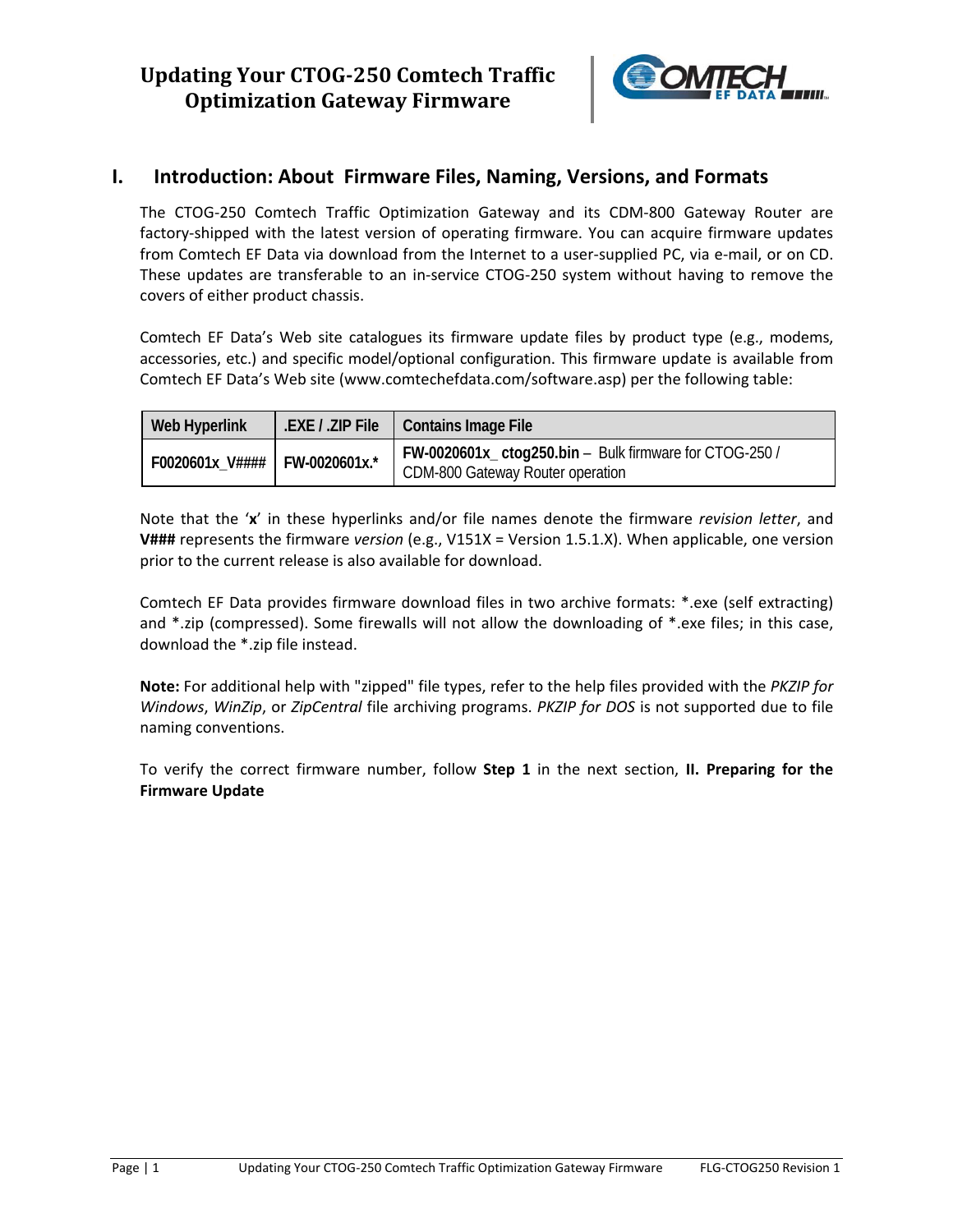# Updating Your CTOG-250 Comtech Traffic Optimization Gateway Firmware

## I. Introduction: About Firmware Files, Naming, Versions, and Formats

The CTOG-250 Comtech Traffic Optimization Gateway and its CDM-800 Gateway Router are factory-shipped with the latest version of operating firmware. You can acquire firmware updates from Comtech EF Data via download from the Internet to a user-supplied PC, via e-mail, or on CD. These updates are transferable to an in-service CTOG-250 system without having to remove the covers of either product chassis.

Comtech EF Data's Web site catalogues its firmware update files by product type (e.g., modems, accessories, etc.) and specific model/optional configuration. This firmware update is available from Comtech EF Data's Web site (www.comtechefdata.com/software.asp) per the following table:

| Web Hyperlink | .EXE / .ZIP File | Contains Image File |
|---|---|---|
| **F0020601x_V####** | **FW-0020601x.*** | **FW-0020601x_ ctog250.bin** – Bulk firmware for CTOG-250 / CDM-800 Gateway Router operation |

Note that the '**x**' in these hyperlinks and/or file names denote the firmware *revision letter*, and **V###** represents the firmware *version* (e.g., V151X = Version 1.5.1.X). When applicable, one version prior to the current release is also available for download.

Comtech EF Data provides firmware download files in two archive formats: *.exe (self extracting) and *.zip (compressed). Some firewalls will not allow the downloading of *.exe files; in this case, download the *.zip file instead.

**Note:** For additional help with "zipped" file types, refer to the help files provided with the *PKZIP for Windows*, *WinZip*, or *ZipCentral* file archiving programs. *PKZIP for DOS* is not supported due to file naming conventions.

To verify the correct firmware number, follow **Step 1** in the next section, **II. Preparing for the Firmware Update**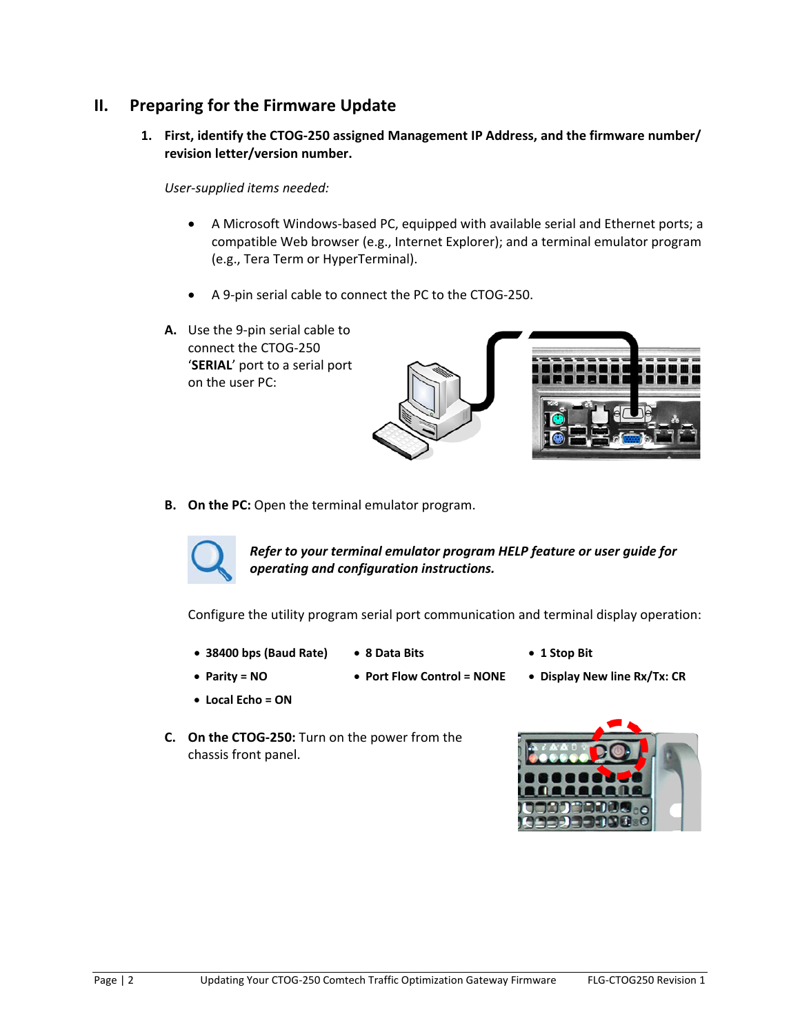## II. Preparing for the Firmware Update

**1. First, identify the CTOG-250 assigned Management IP Address, and the firmware number/ revision letter/version number.**

*User-supplied items needed:*

- A Microsoft Windows-based PC, equipped with available serial and Ethernet ports; a compatible Web browser (e.g., Internet Explorer); and a terminal emulator program (e.g., Tera Term or HyperTerminal).
- A 9-pin serial cable to connect the PC to the CTOG-250.

**A.** Use the 9-pin serial cable to connect the CTOG-250 '**SERIAL**' port to a serial port on the user PC:

**B. On the PC:** Open the terminal emulator program.

***Refer to your terminal emulator program HELP feature or user guide for operating and configuration instructions.***

Configure the utility program serial port communication and terminal display operation:

- **38400 bps (Baud Rate)**
- **8 Data Bits**
- **1 Stop Bit**
- **Parity = NO**
- **Port Flow Control = NONE**
- **Display New line Rx/Tx: CR**
- **Local Echo = ON**

**C. On the CTOG-250:** Turn on the power from the chassis front panel.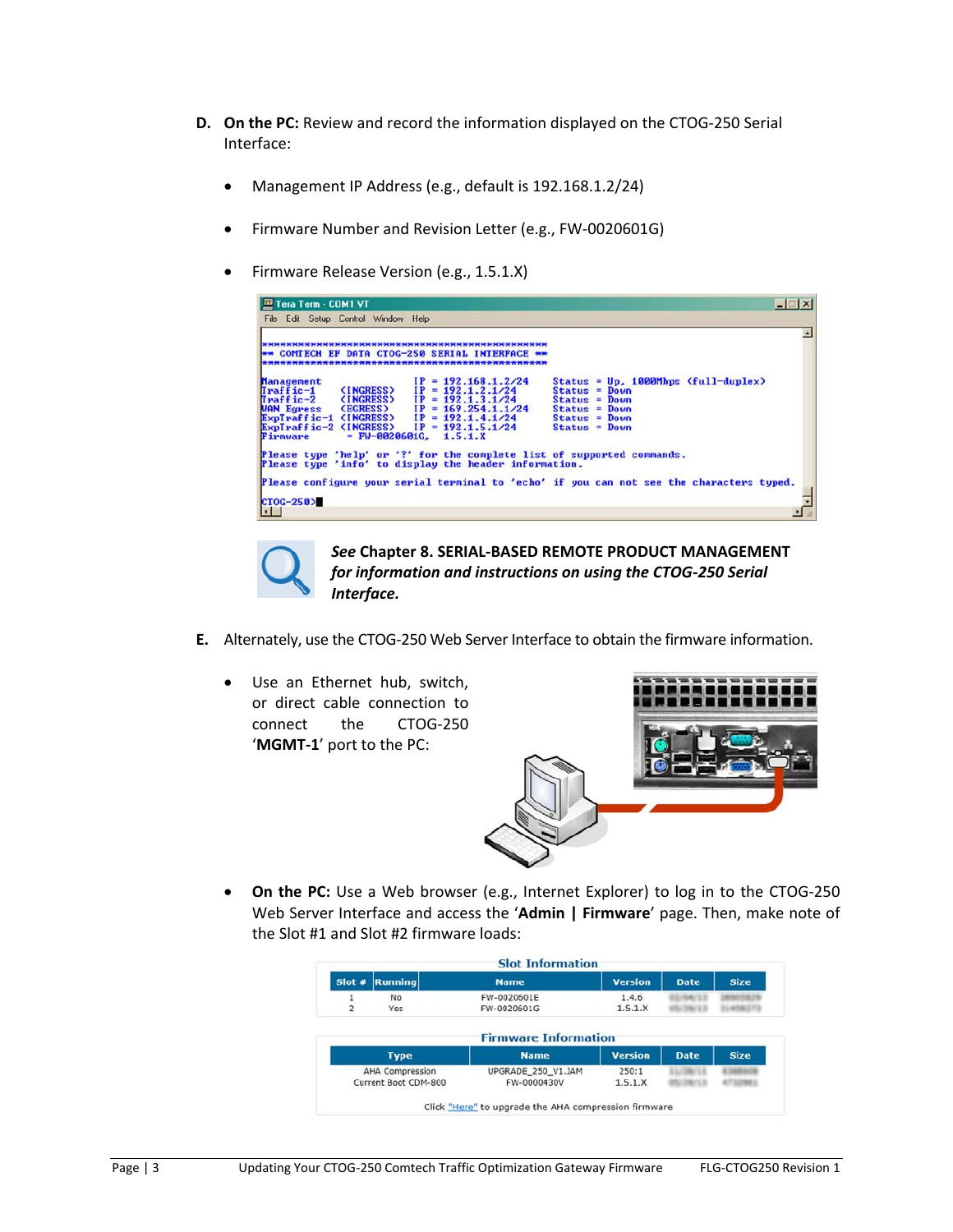**D. On the PC:** Review and record the information displayed on the CTOG-250 Serial Interface:

- Management IP Address (e.g., default is 192.168.1.2/24)
- Firmware Number and Revision Letter (e.g., FW-0020601G)
- Firmware Release Version (e.g., 1.5.1.X)

```
**********************************************
** COMTECH EF DATA CTOG-250 SERIAL INTERFACE **
**********************************************

Management              IP = 192.168.1.2/24     Status = Up, 1000Mbps (full-duplex)
Traffic-1    (INGRESS)  IP = 192.1.2.1/24       Status = Down
Traffic-2    (INGRESS)  IP = 192.1.3.1/24       Status = Down
WAN Egress   (EGRESS)   IP = 169.254.1.1/24     Status = Down
ExpTraffic-1 (INGRESS)  IP = 192.1.4.1/24       Status = Down
ExpTraffic-2 (INGRESS)  IP = 192.1.5.1/24       Status = Down
Firmware                   = FW-0020601G,   1.5.1.X

Please type 'help' or '?' for the complete list of supported commands.
Please type 'info' to display the header information.

Please configure your serial terminal to 'echo' if you can not see the characters typed.

CTOG-250>
```

*See* **Chapter 8. SERIAL-BASED REMOTE PRODUCT MANAGEMENT** ***for information and instructions on using the CTOG-250 Serial Interface.***

**E.** Alternately, use the CTOG-250 Web Server Interface to obtain the firmware information.

- Use an Ethernet hub, switch, or direct cable connection to connect the CTOG-250 '**MGMT-1**' port to the PC:

- **On the PC:** Use a Web browser (e.g., Internet Explorer) to log in to the CTOG-250 Web Server Interface and access the '**Admin | Firmware**' page. Then, make note of the Slot #1 and Slot #2 firmware loads:

**Slot Information**

| Slot # | Running | Name | Version | Date | Size |
|---|---|---|---|---|---|
| 1 | No | FW-0020601E | 1.4.6 | | |
| 2 | Yes | FW-0020601G | 1.5.1.X | | |

**Firmware Information**

| Type | Name | Version | Date | Size |
|---|---|---|---|---|
| AHA Compression | UPGRADE_250_V1.JAM | 250:1 | | |
| Current Boot CDM-800 | FW-0000430V | 1.5.1.X | | |

Click "Here" to upgrade the AHA compression firmware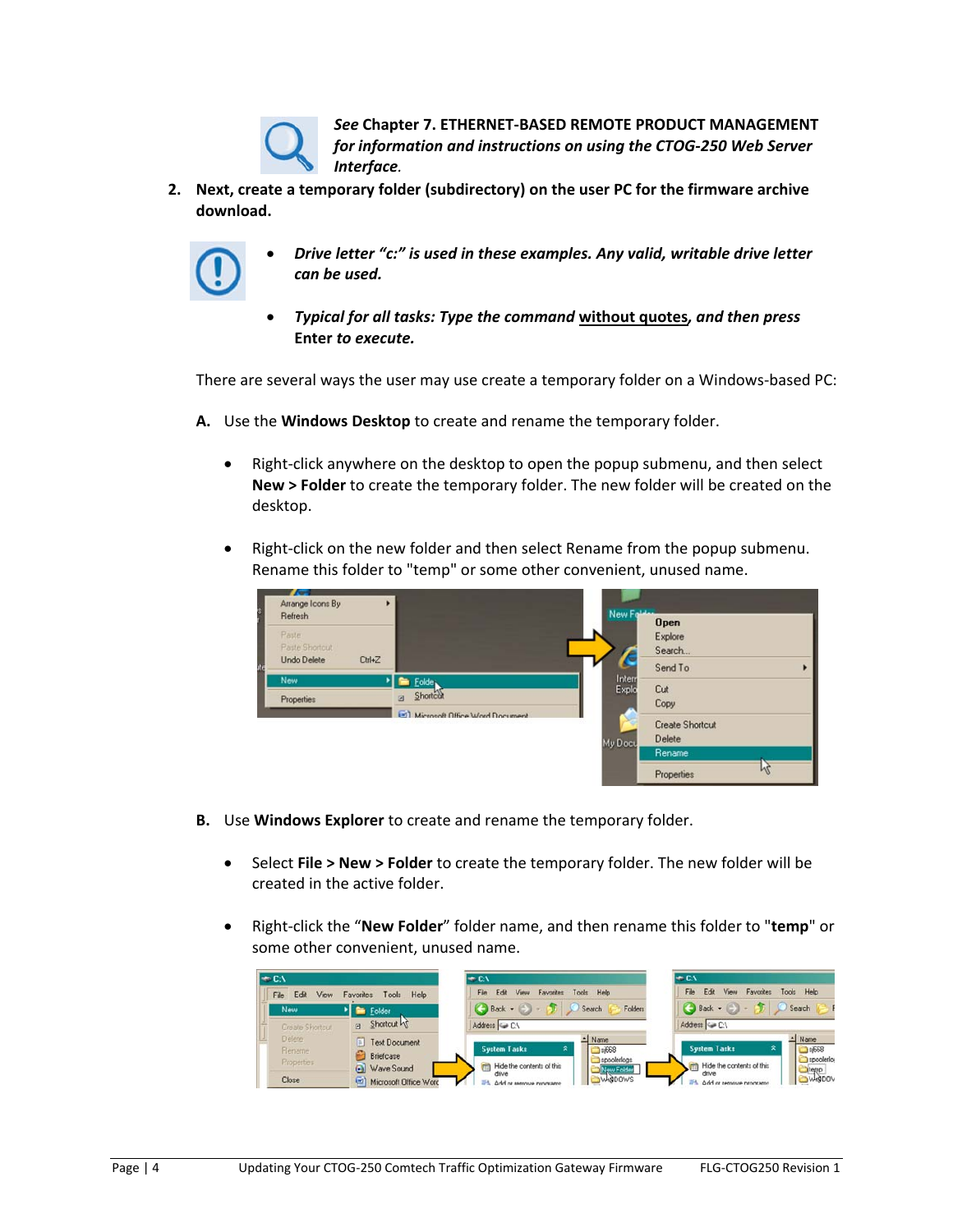*See* **Chapter 7. ETHERNET-BASED REMOTE PRODUCT MANAGEMENT** ***for information and instructions on using the CTOG-250 Web Server Interface****.*

2. **Next, create a temporary folder (subdirectory) on the user PC for the firmware archive download.**

- ***Drive letter "c:" is used in these examples. Any valid, writable drive letter can be used.***
- ***Typical for all tasks: Type the command*** **without quotes*****, and then press*** **Enter** ***to execute.***

There are several ways the user may use create a temporary folder on a Windows-based PC:

**A.** Use the **Windows Desktop** to create and rename the temporary folder.

- Right-click anywhere on the desktop to open the popup submenu, and then select **New > Folder** to create the temporary folder. The new folder will be created on the desktop.
- Right-click on the new folder and then select Rename from the popup submenu. Rename this folder to "temp" or some other convenient, unused name.

**B.** Use **Windows Explorer** to create and rename the temporary folder.

- Select **File > New > Folder** to create the temporary folder. The new folder will be created in the active folder.
- Right-click the "**New Folder**" folder name, and then rename this folder to "**temp**" or some other convenient, unused name.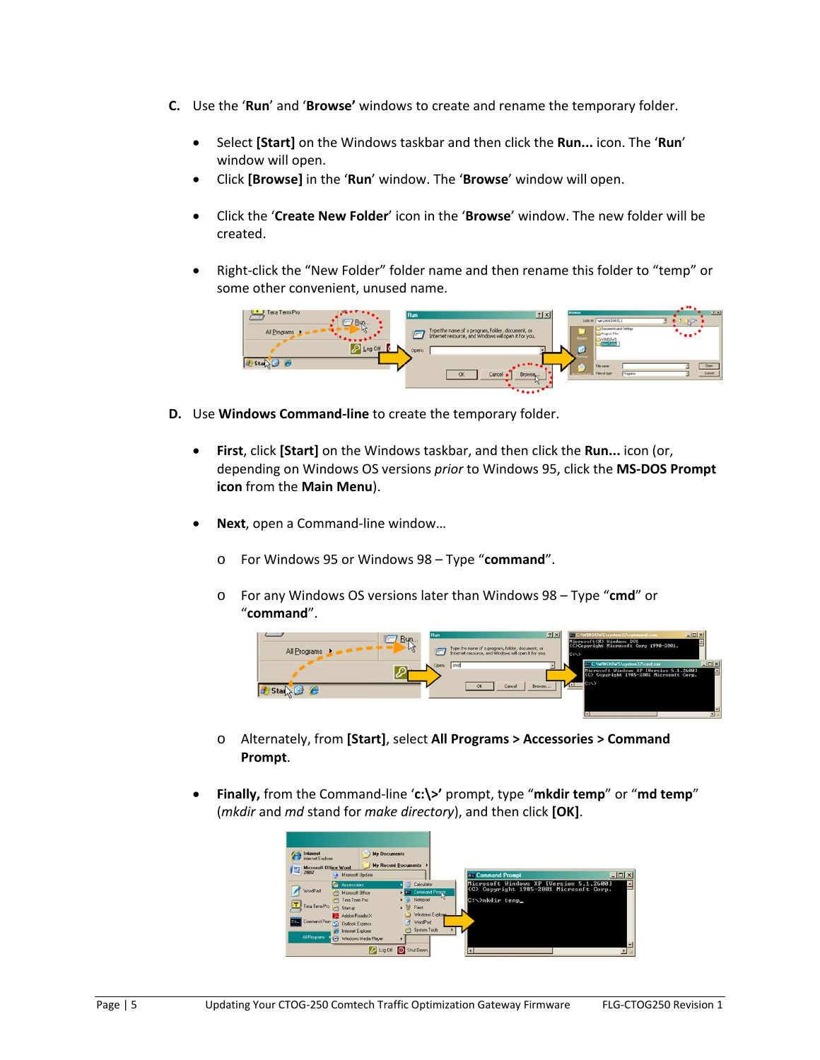**C.** Use the '**Run**' and '**Browse'** windows to create and rename the temporary folder.

- Select **[Start]** on the Windows taskbar and then click the **Run...** icon. The '**Run**' window will open.
- Click **[Browse]** in the '**Run**' window. The '**Browse**' window will open.
- Click the '**Create New Folder**' icon in the '**Browse**' window. The new folder will be created.
- Right-click the "New Folder" folder name and then rename this folder to "temp" or some other convenient, unused name.

**D.** Use **Windows Command-line** to create the temporary folder.

- **First**, click **[Start]** on the Windows taskbar, and then click the **Run...** icon (or, depending on Windows OS versions *prior* to Windows 95, click the **MS-DOS Prompt icon** from the **Main Menu**).
- **Next**, open a Command-line window…
  - For Windows 95 or Windows 98 – Type "**command**".
  - For any Windows OS versions later than Windows 98 – Type "**cmd**" or "**command**".
  - Alternately, from **[Start]**, select **All Programs > Accessories > Command Prompt**.
- **Finally,** from the Command-line '**c:\>'** prompt, type "**mkdir temp**" or "**md temp**" (*mkdir* and *md* stand for *make directory*), and then click **[OK]**.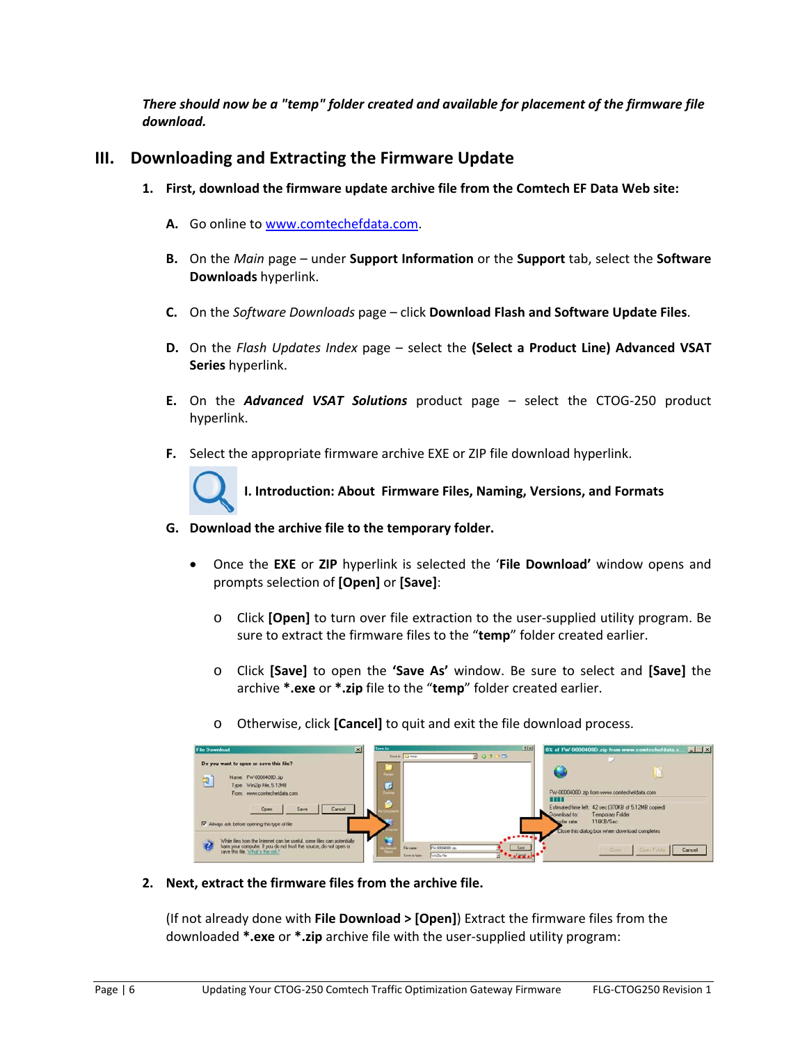***There should now be a "temp" folder created and available for placement of the firmware file download.***

## III. Downloading and Extracting the Firmware Update

**1. First, download the firmware update archive file from the Comtech EF Data Web site:**

**A.** Go online to www.comtechefdata.com.

**B.** On the *Main* page – under **Support Information** or the **Support** tab, select the **Software Downloads** hyperlink.

**C.** On the *Software Downloads* page – click **Download Flash and Software Update Files**.

**D.** On the *Flash Updates Index* page – select the **(Select a Product Line) Advanced VSAT Series** hyperlink.

**E.** On the ***Advanced VSAT Solutions*** product page – select the CTOG-250 product hyperlink.

**F.** Select the appropriate firmware archive EXE or ZIP file download hyperlink.

**I. Introduction: About Firmware Files, Naming, Versions, and Formats**

**G. Download the archive file to the temporary folder.**

- Once the **EXE** or **ZIP** hyperlink is selected the '**File Download'** window opens and prompts selection of **[Open]** or **[Save]**:
  - Click **[Open]** to turn over file extraction to the user-supplied utility program. Be sure to extract the firmware files to the "**temp**" folder created earlier.
  - Click **[Save]** to open the **'Save As'** window. Be sure to select and **[Save]** the archive ***.exe** or ***.zip** file to the "**temp**" folder created earlier.
  - Otherwise, click **[Cancel]** to quit and exit the file download process.

**2. Next, extract the firmware files from the archive file.**

(If not already done with **File Download > [Open]**) Extract the firmware files from the downloaded ***.exe** or ***.zip** archive file with the user-supplied utility program: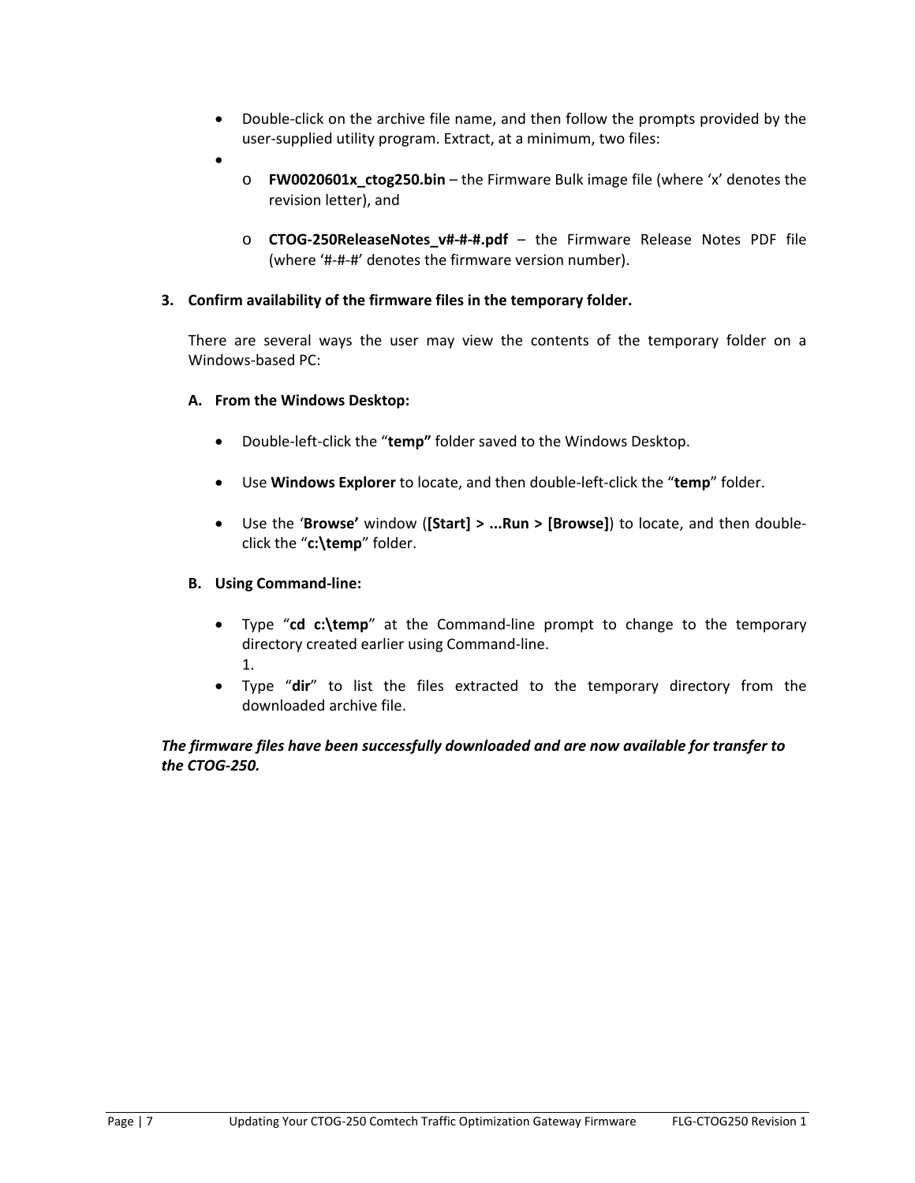- Double-click on the archive file name, and then follow the prompts provided by the user-supplied utility program. Extract, at a minimum, two files:
- 
  - **FW0020601x_ctog250.bin** – the Firmware Bulk image file (where 'x' denotes the revision letter), and

  - **CTOG-250ReleaseNotes_v#-#-#.pdf** – the Firmware Release Notes PDF file (where '#-#-#' denotes the firmware version number).

**3. Confirm availability of the firmware files in the temporary folder.**

There are several ways the user may view the contents of the temporary folder on a Windows-based PC:

**A. From the Windows Desktop:**

- Double-left-click the "**temp"** folder saved to the Windows Desktop.

- Use **Windows Explorer** to locate, and then double-left-click the "**temp**" folder.

- Use the '**Browse'** window (**[Start] > ...Run > [Browse]**) to locate, and then double-click the "**c:\temp**" folder.

**B. Using Command-line:**

- Type "**cd c:\temp**" at the Command-line prompt to change to the temporary directory created earlier using Command-line.
  1.
- Type "**dir**" to list the files extracted to the temporary directory from the downloaded archive file.

***The firmware files have been successfully downloaded and are now available for transfer to the CTOG-250.***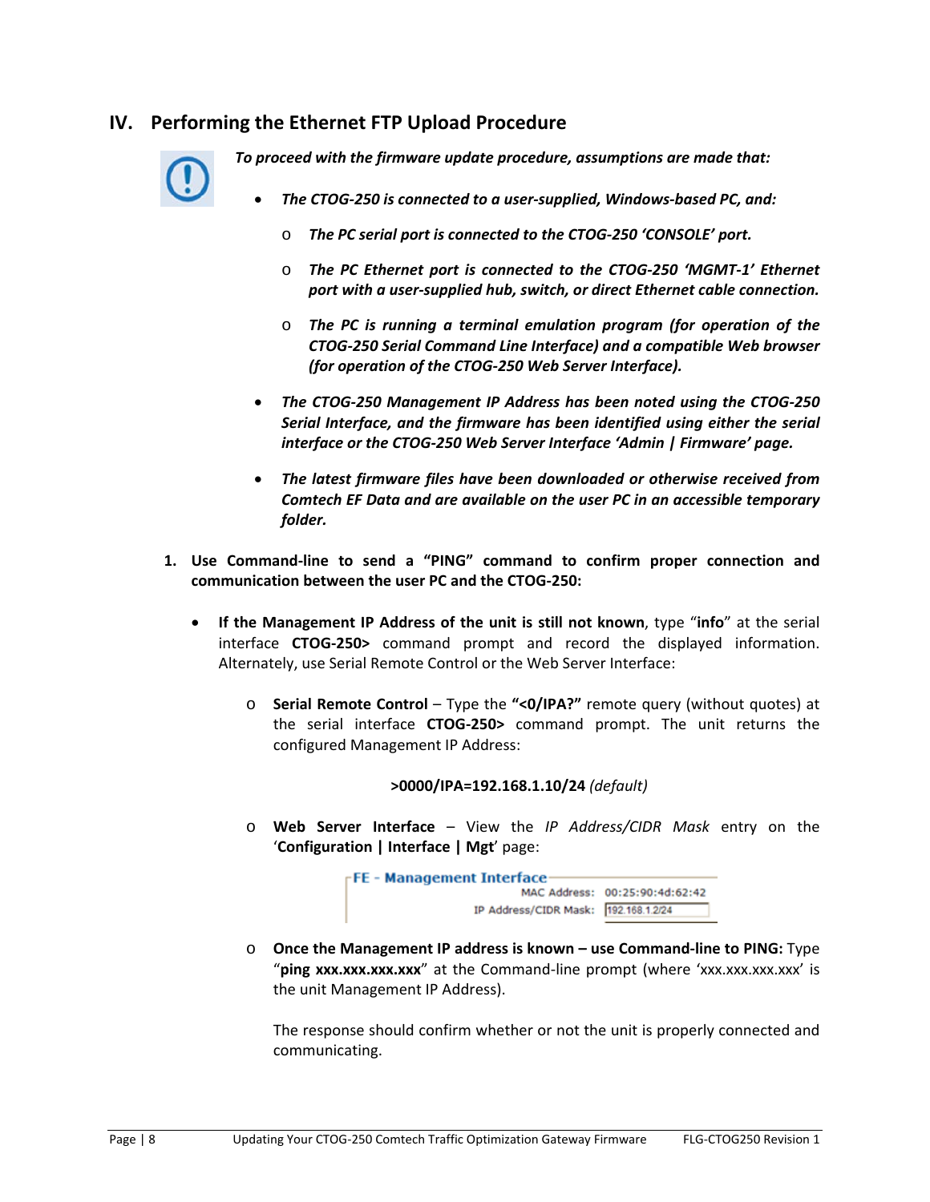## IV. Performing the Ethernet FTP Upload Procedure

***To proceed with the firmware update procedure, assumptions are made that:***

- ***The CTOG-250 is connected to a user-supplied, Windows-based PC, and:***
  - ***The PC serial port is connected to the CTOG-250 'CONSOLE' port.***
  - ***The PC Ethernet port is connected to the CTOG-250 'MGMT-1' Ethernet port with a user-supplied hub, switch, or direct Ethernet cable connection.***
  - ***The PC is running a terminal emulation program (for operation of the CTOG-250 Serial Command Line Interface) and a compatible Web browser (for operation of the CTOG-250 Web Server Interface).***
- ***The CTOG-250 Management IP Address has been noted using the CTOG-250 Serial Interface, and the firmware has been identified using either the serial interface or the CTOG-250 Web Server Interface 'Admin | Firmware' page.***
- ***The latest firmware files have been downloaded or otherwise received from Comtech EF Data and are available on the user PC in an accessible temporary folder.***

1. **Use Command-line to send a "PING" command to confirm proper connection and communication between the user PC and the CTOG-250:**

   - **If the Management IP Address of the unit is still not known**, type "**info**" at the serial interface **CTOG-250>** command prompt and record the displayed information. Alternately, use Serial Remote Control or the Web Server Interface:
     - **Serial Remote Control** – Type the **"<0/IPA?"** remote query (without quotes) at the serial interface **CTOG-250>** command prompt. The unit returns the configured Management IP Address:

       **>0000/IPA=192.168.1.10/24** *(default)*

     - **Web Server Interface** – View the *IP Address/CIDR Mask* entry on the '**Configuration | Interface | Mgt**' page:

       FE - Management Interface
       MAC Address: 00:25:90:4d:62:42
       IP Address/CIDR Mask: 192.168.1.2/24

     - **Once the Management IP address is known – use Command-line to PING:** Type "**ping xxx.xxx.xxx.xxx**" at the Command-line prompt (where 'xxx.xxx.xxx.xxx' is the unit Management IP Address).

       The response should confirm whether or not the unit is properly connected and communicating.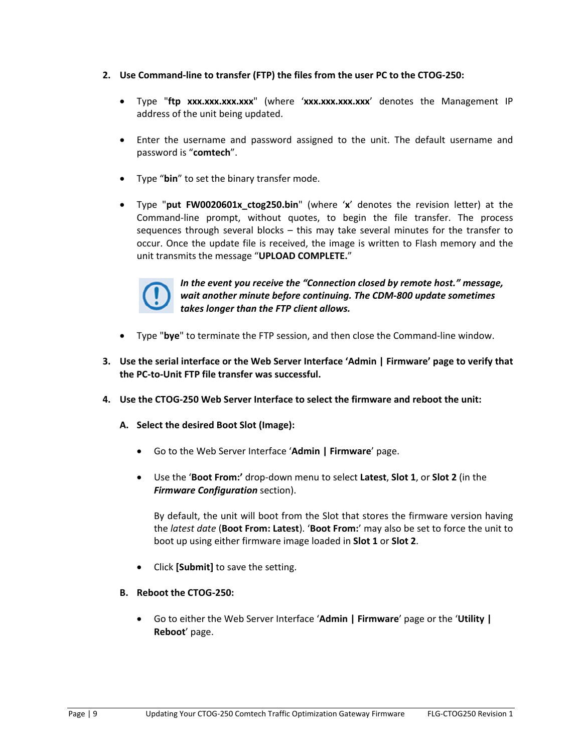2. **Use Command-line to transfer (FTP) the files from the user PC to the CTOG-250:**

   - Type "**ftp xxx.xxx.xxx.xxx**" (where '**xxx.xxx.xxx.xxx**' denotes the Management IP address of the unit being updated.

   - Enter the username and password assigned to the unit. The default username and password is "**comtech**".

   - Type "**bin**" to set the binary transfer mode.

   - Type "**put FW0020601x_ctog250.bin**" (where '**x**' denotes the revision letter) at the Command-line prompt, without quotes, to begin the file transfer. The process sequences through several blocks – this may take several minutes for the transfer to occur. Once the update file is received, the image is written to Flash memory and the unit transmits the message "**UPLOAD COMPLETE.**"

     ***In the event you receive the "Connection closed by remote host." message, wait another minute before continuing. The CDM-800 update sometimes takes longer than the FTP client allows.***

   - Type "**bye**" to terminate the FTP session, and then close the Command-line window.

3. **Use the serial interface or the Web Server Interface 'Admin | Firmware' page to verify that the PC-to-Unit FTP file transfer was successful.**

4. **Use the CTOG-250 Web Server Interface to select the firmware and reboot the unit:**

   A. **Select the desired Boot Slot (Image):**

      - Go to the Web Server Interface '**Admin | Firmware**' page.

      - Use the '**Boot From:**' drop-down menu to select **Latest**, **Slot 1**, or **Slot 2** (in the ***Firmware Configuration*** section).

        By default, the unit will boot from the Slot that stores the firmware version having the *latest date* (**Boot From: Latest**). '**Boot From:**' may also be set to force the unit to boot up using either firmware image loaded in **Slot 1** or **Slot 2**.

      - Click **[Submit]** to save the setting.

   B. **Reboot the CTOG-250:**

      - Go to either the Web Server Interface '**Admin | Firmware**' page or the '**Utility | Reboot**' page.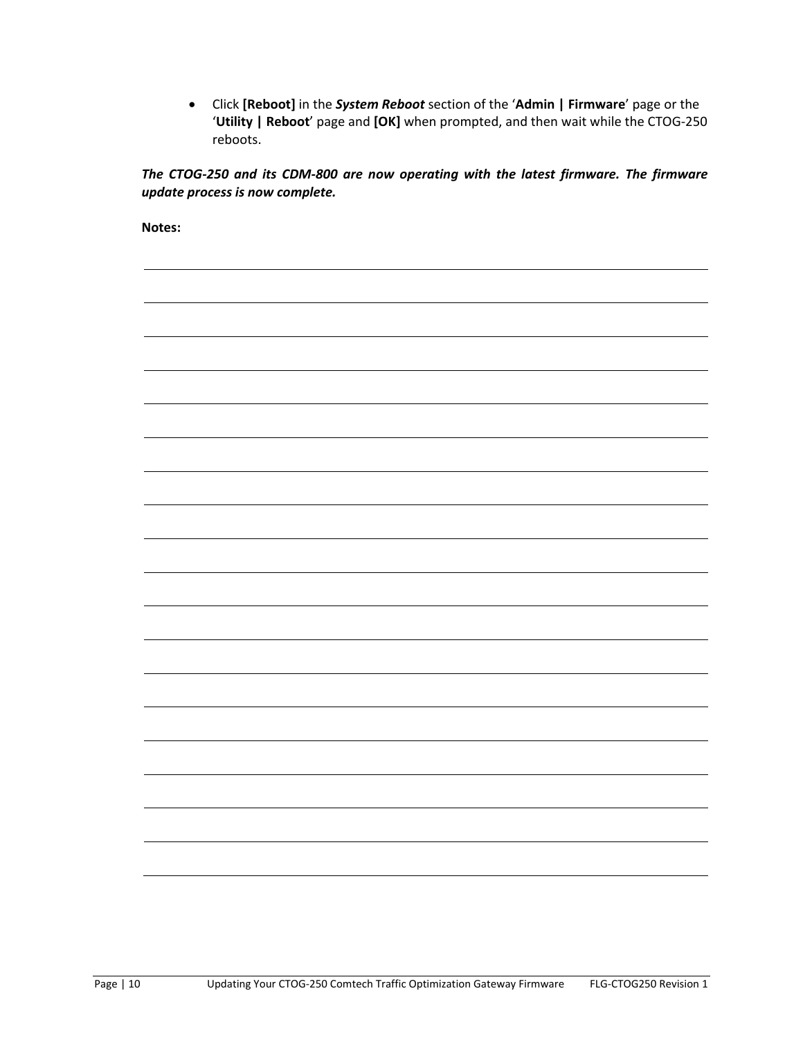- Click **[Reboot]** in the ***System Reboot*** section of the '**Admin | Firmware**' page or the '**Utility | Reboot**' page and **[OK]** when prompted, and then wait while the CTOG-250 reboots.

***The CTOG-250 and its CDM-800 are now operating with the latest firmware. The firmware update process is now complete.***

**Notes:**